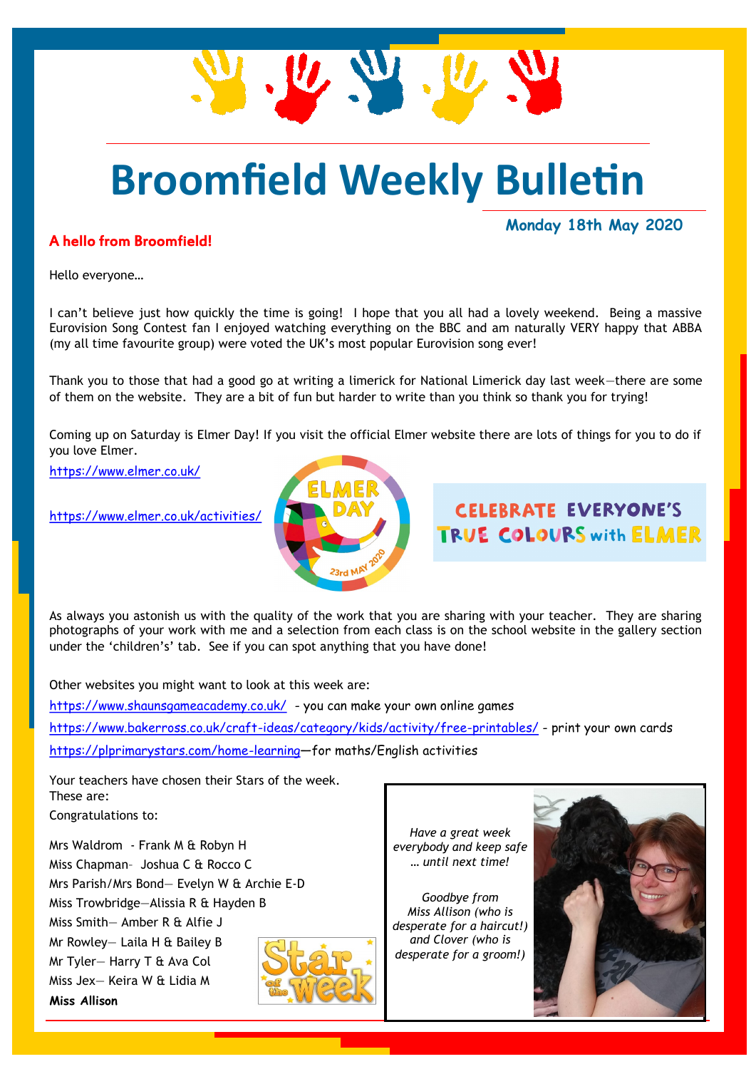# Broomfield Weekly Bulletin

**Monday 18th May 2020**

## A hello from Broomfield!

Hello everyone…

I can't believe just how quickly the time is going! I hope that you all had a lovely weekend. Being a massive Eurovision Song Contest fan I enjoyed watching everything on the BBC and am naturally VERY happy that ABBA (my all time favourite group) were voted the UK's most popular Eurovision song ever!

Thank you to those that had a good go at writing a limerick for National Limerick day last week—there are some of them on the website. They are a bit of fun but harder to write than you think so thank you for trying!

Coming up on Saturday is Elmer Day! If you visit the official Elmer website there are lots of things for you to do if you love Elmer.

https://www.elmer.co.uk/

https://www.elmer.co.uk/activities/

ELMER DAY 23rd MAY 2020

CELEBRATE EVERYONE'S TRUE COLOURS with ELMER

As always you astonish us with the quality of the work that you are sharing with your teacher. They are sharing photographs of your work with me and a selection from each class is on the school website in the gallery section under the 'children's' tab. See if you can spot anything that you have done!

Other websites you might want to look at this week are:

https://www.shaunsgameacademy.co.uk/ - you can make your own online games

https://www.bakerross.co.uk/craft-ideas/category/kids/activity/free-printables/ - print your own cards

https://plprimarystars.com/home-learning—for maths/English activities

Your teachers have chosen their Stars of the week.
These are:
Congratulations to:

Mrs Waldrom - Frank M & Robyn H
Miss Chapman- Joshua C & Rocco C
Mrs Parish/Mrs Bond— Evelyn W & Archie E-D
Miss Trowbridge—Alissia R & Hayden B
Miss Smith— Amber R & Alfie J
Mr Rowley— Laila H & Bailey B
Mr Tyler— Harry T & Ava Col
Miss Jex— Keira W & Lidia M
**Miss Allison**

Star of the Week

*Have a great week everybody and keep safe … until next time!*

*Goodbye from Miss Allison (who is desperate for a haircut!) and Clover (who is desperate for a groom!)*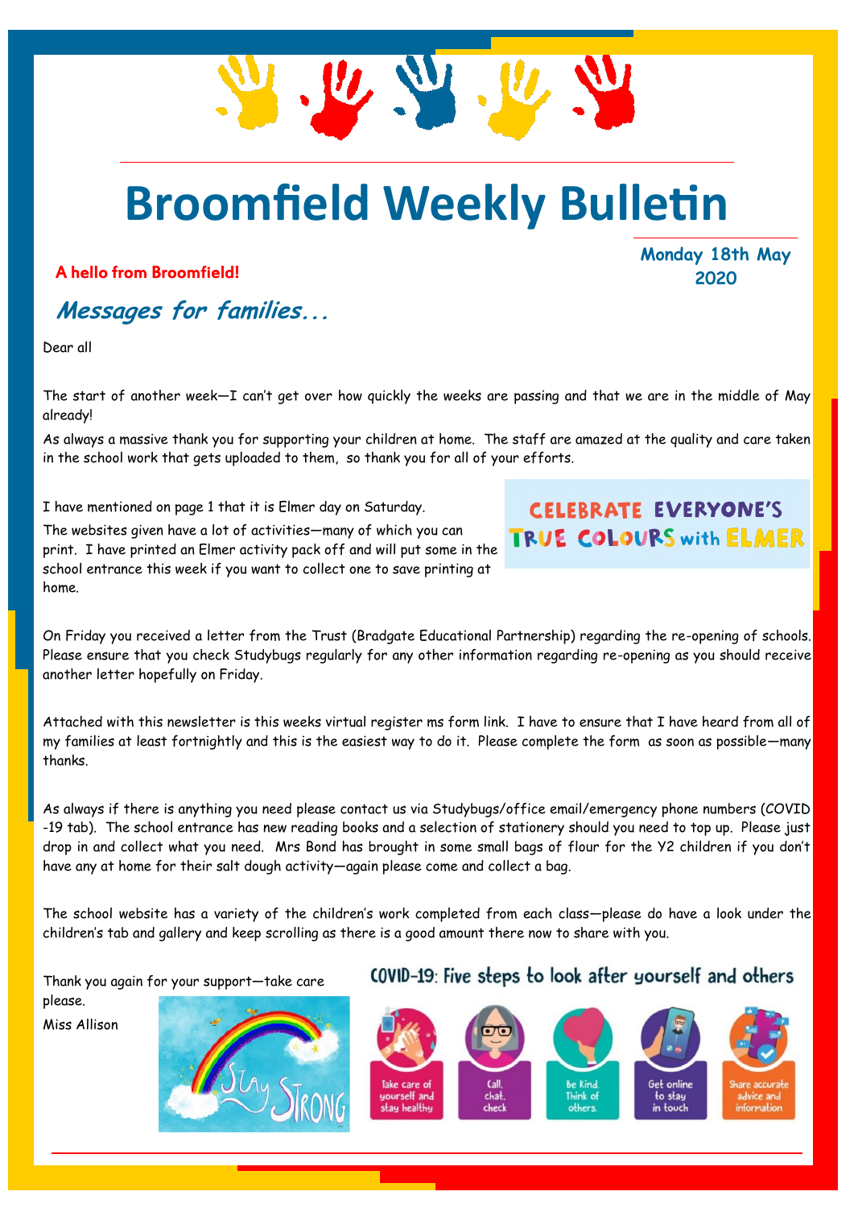# Broomfield Weekly Bulletin

**A hello from Broomfield!**

**Monday 18th May 2020**

## *Messages for families...*

Dear all

The start of another week—I can't get over how quickly the weeks are passing and that we are in the middle of May already!

As always a massive thank you for supporting your children at home. The staff are amazed at the quality and care taken in the school work that gets uploaded to them, so thank you for all of your efforts.

I have mentioned on page 1 that it is Elmer day on Saturday.

The websites given have a lot of activities—many of which you can print. I have printed an Elmer activity pack off and will put some in the school entrance this week if you want to collect one to save printing at home.

CELEBRATE EVERYONE'S TRUE COLOURS with ELMER

On Friday you received a letter from the Trust (Bradgate Educational Partnership) regarding the re-opening of schools. Please ensure that you check Studybugs regularly for any other information regarding re-opening as you should receive another letter hopefully on Friday.

Attached with this newsletter is this weeks virtual register ms form link. I have to ensure that I have heard from all of my families at least fortnightly and this is the easiest way to do it. Please complete the form as soon as possible—many thanks.

As always if there is anything you need please contact us via Studybugs/office email/emergency phone numbers (COVID-19 tab). The school entrance has new reading books and a selection of stationery should you need to top up. Please just drop in and collect what you need. Mrs Bond has brought in some small bags of flour for the Y2 children if you don't have any at home for their salt dough activity—again please come and collect a bag.

The school website has a variety of the children's work completed from each class—please do have a look under the children's tab and gallery and keep scrolling as there is a good amount there now to share with you.

Thank you again for your support—take care please.

Miss Allison

Stay Strong

**COVID-19: Five steps to look after yourself and others**

- Take care of yourself and stay healthy
- Call, chat, check
- Be Kind. Think of others.
- Get online to stay in touch
- Share accurate advice and information